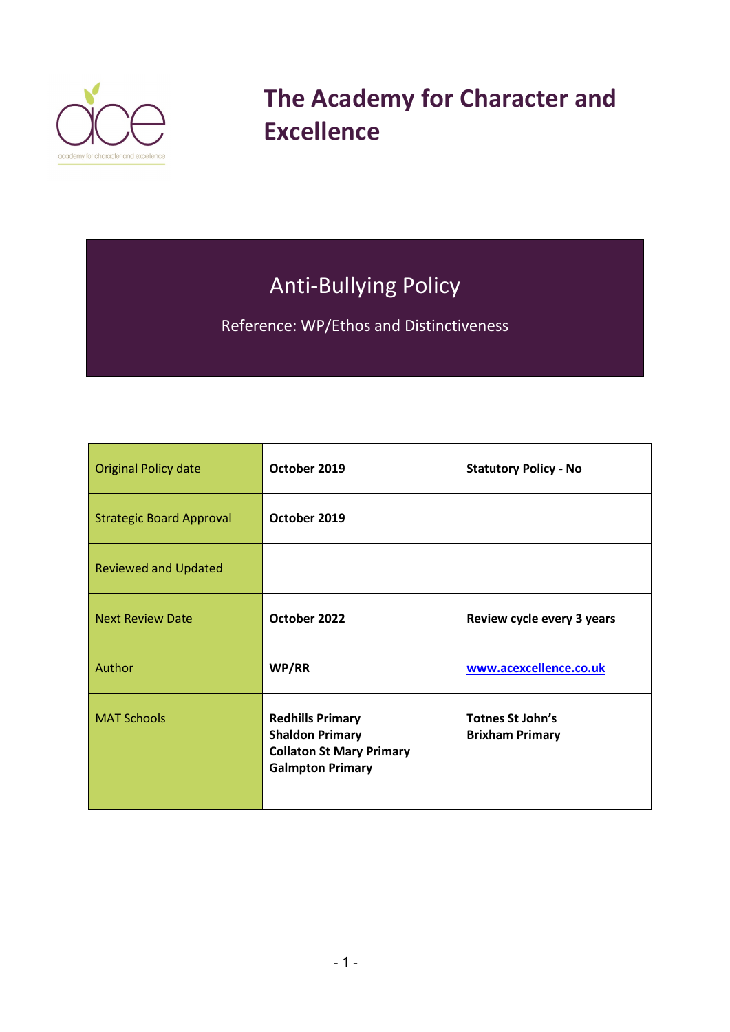# The Academy for Character and Excellence

## Anti-Bullying Policy

Reference: WP/Ethos and Distinctiveness

| | | |
|---|---|---|
| Original Policy date | **October 2019** | **Statutory Policy - No** |
| Strategic Board Approval | **October 2019** | |
| Reviewed and Updated | | |
| Next Review Date | **October 2022** | **Review cycle every 3 years** |
| Author | **WP/RR** | **www.acexcellence.co.uk** |
| MAT Schools | **Redhills Primary**<br>**Shaldon Primary**<br>**Collaton St Mary Primary**<br>**Galmpton Primary** | **Totnes St John's**<br>**Brixham Primary** |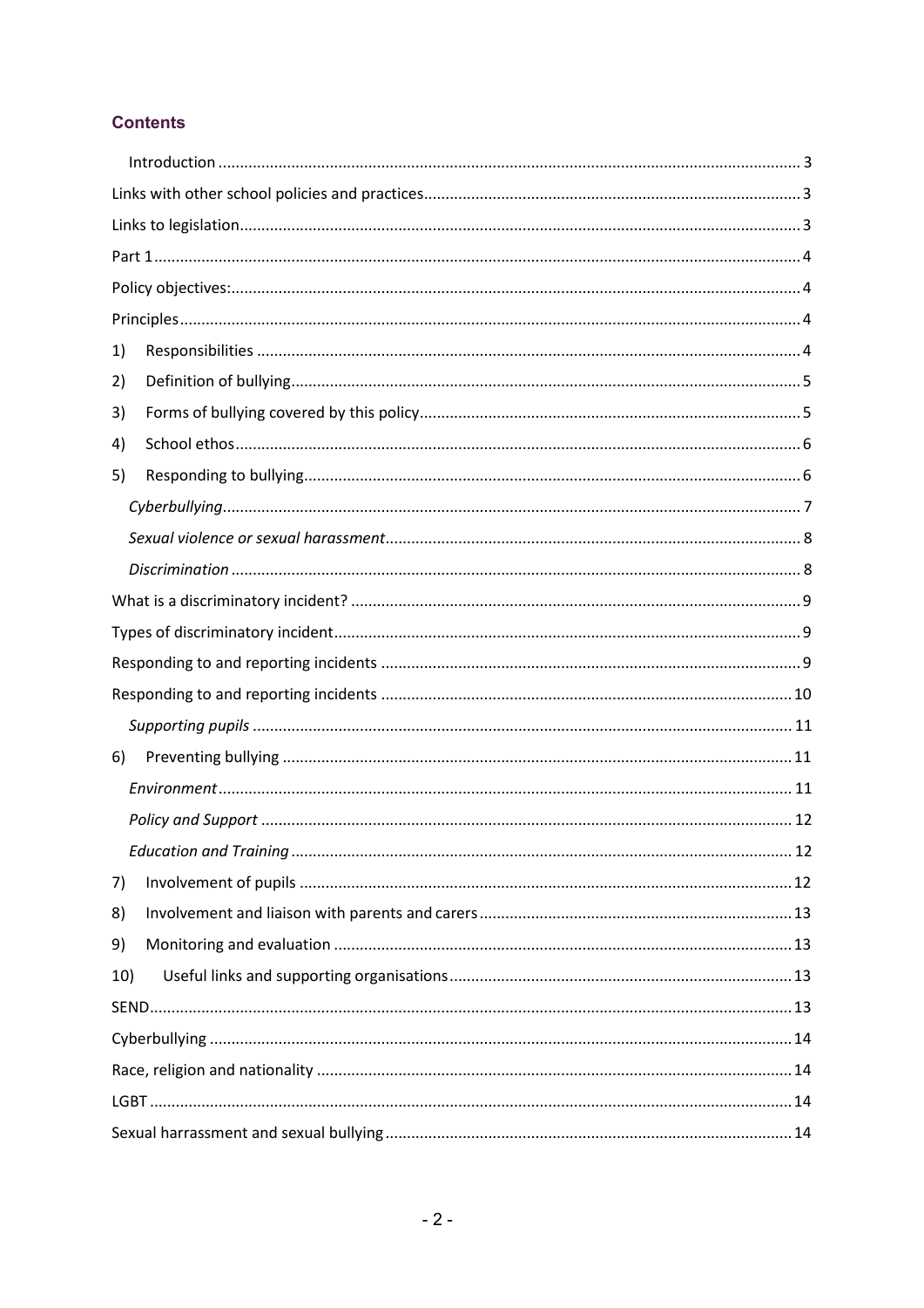## Contents

- Introduction ... 3
- Links with other school policies and practices ... 3
- Links to legislation ... 3
- Part 1 ... 4
- Policy objectives: ... 4
- Principles ... 4
- 1) Responsibilities ... 4
- 2) Definition of bullying ... 5
- 3) Forms of bullying covered by this policy ... 5
- 4) School ethos ... 6
- 5) Responding to bullying ... 6
  - *Cyberbullying* ... 7
  - *Sexual violence or sexual harassment* ... 8
  - *Discrimination* ... 8
- What is a discriminatory incident? ... 9
- Types of discriminatory incident ... 9
- Responding to and reporting incidents ... 9
- Responding to and reporting incidents ... 10
  - *Supporting pupils* ... 11
- 6) Preventing bullying ... 11
  - *Environment* ... 11
  - *Policy and Support* ... 12
  - *Education and Training* ... 12
- 7) Involvement of pupils ... 12
- 8) Involvement and liaison with parents and carers ... 13
- 9) Monitoring and evaluation ... 13
- 10) Useful links and supporting organisations ... 13
- SEND ... 13
- Cyberbullying ... 14
- Race, religion and nationality ... 14
- LGBT ... 14
- Sexual harrassment and sexual bullying ... 14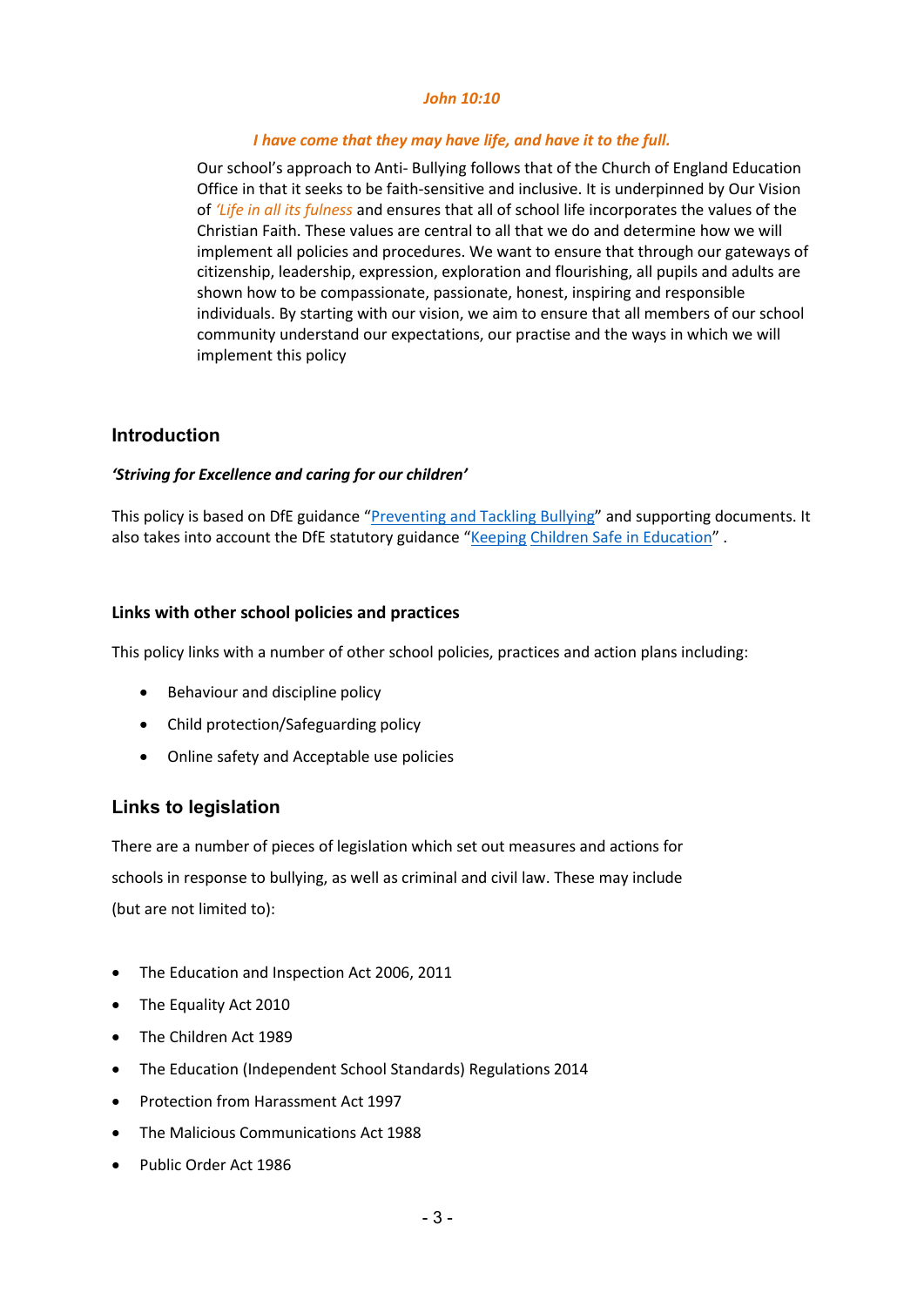*John 10:10*

*I have come that they may have life, and have it to the full.*

Our school's approach to Anti- Bullying follows that of the Church of England Education Office in that it seeks to be faith-sensitive and inclusive. It is underpinned by Our Vision of *'Life in all its fulness* and ensures that all of school life incorporates the values of the Christian Faith. These values are central to all that we do and determine how we will implement all policies and procedures. We want to ensure that through our gateways of citizenship, leadership, expression, exploration and flourishing, all pupils and adults are shown how to be compassionate, passionate, honest, inspiring and responsible individuals. By starting with our vision, we aim to ensure that all members of our school community understand our expectations, our practise and the ways in which we will implement this policy

## Introduction

***'Striving for Excellence and caring for our children'***

This policy is based on DfE guidance "Preventing and Tackling Bullying" and supporting documents. It also takes into account the DfE statutory guidance "Keeping Children Safe in Education" .

### Links with other school policies and practices

This policy links with a number of other school policies, practices and action plans including:

- Behaviour and discipline policy
- Child protection/Safeguarding policy
- Online safety and Acceptable use policies

## Links to legislation

There are a number of pieces of legislation which set out measures and actions for schools in response to bullying, as well as criminal and civil law. These may include (but are not limited to):

- The Education and Inspection Act 2006, 2011
- The Equality Act 2010
- The Children Act 1989
- The Education (Independent School Standards) Regulations 2014
- Protection from Harassment Act 1997
- The Malicious Communications Act 1988
- Public Order Act 1986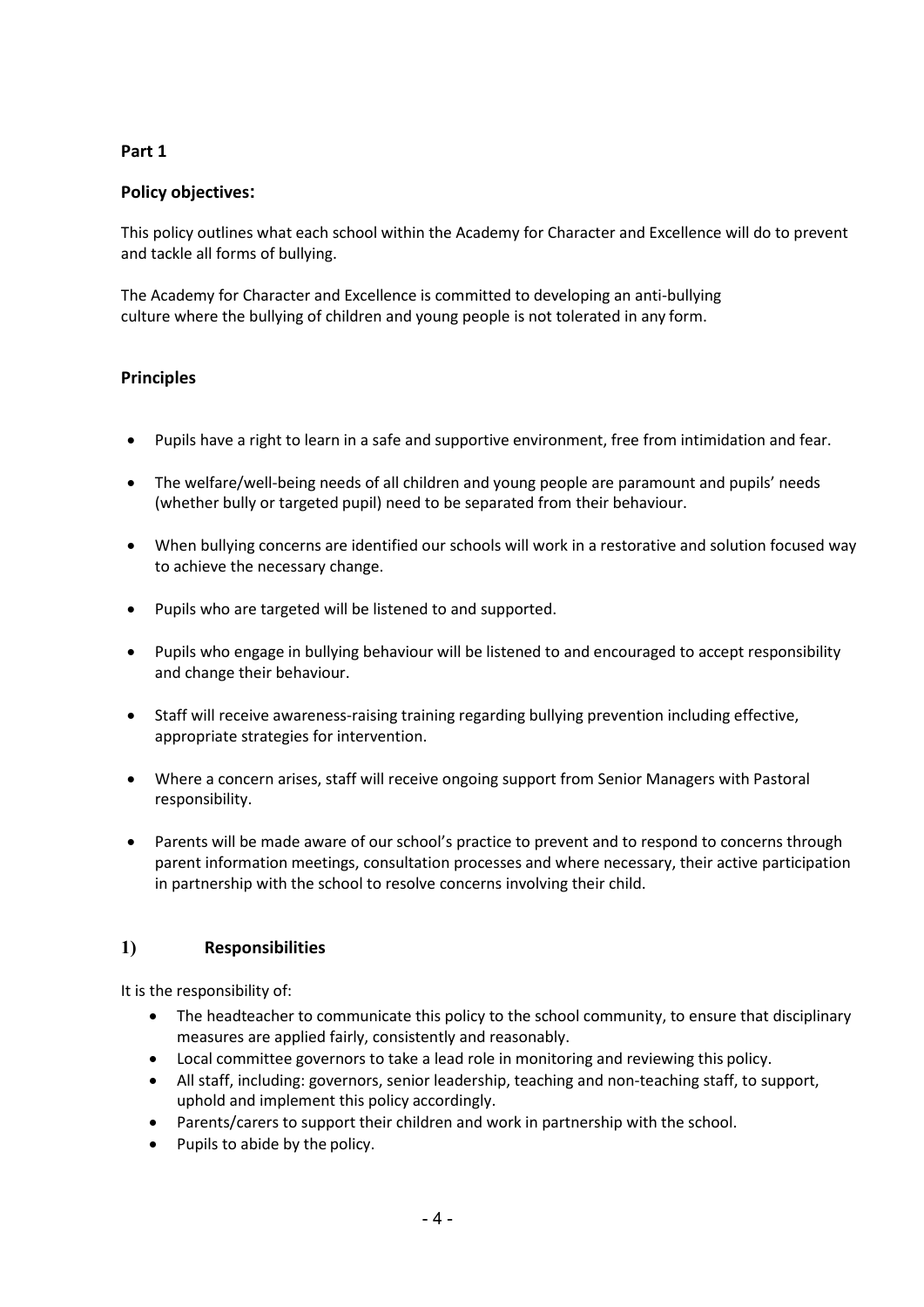**Part 1**

**Policy objectives:**

This policy outlines what each school within the Academy for Character and Excellence will do to prevent and tackle all forms of bullying.

The Academy for Character and Excellence is committed to developing an anti-bullying culture where the bullying of children and young people is not tolerated in any form.

**Principles**

- Pupils have a right to learn in a safe and supportive environment, free from intimidation and fear.
- The welfare/well-being needs of all children and young people are paramount and pupils' needs (whether bully or targeted pupil) need to be separated from their behaviour.
- When bullying concerns are identified our schools will work in a restorative and solution focused way to achieve the necessary change.
- Pupils who are targeted will be listened to and supported.
- Pupils who engage in bullying behaviour will be listened to and encouraged to accept responsibility and change their behaviour.
- Staff will receive awareness-raising training regarding bullying prevention including effective, appropriate strategies for intervention.
- Where a concern arises, staff will receive ongoing support from Senior Managers with Pastoral responsibility.
- Parents will be made aware of our school's practice to prevent and to respond to concerns through parent information meetings, consultation processes and where necessary, their active participation in partnership with the school to resolve concerns involving their child.

**1) Responsibilities**

It is the responsibility of:

- The headteacher to communicate this policy to the school community, to ensure that disciplinary measures are applied fairly, consistently and reasonably.
- Local committee governors to take a lead role in monitoring and reviewing this policy.
- All staff, including: governors, senior leadership, teaching and non-teaching staff, to support, uphold and implement this policy accordingly.
- Parents/carers to support their children and work in partnership with the school.
- Pupils to abide by the policy.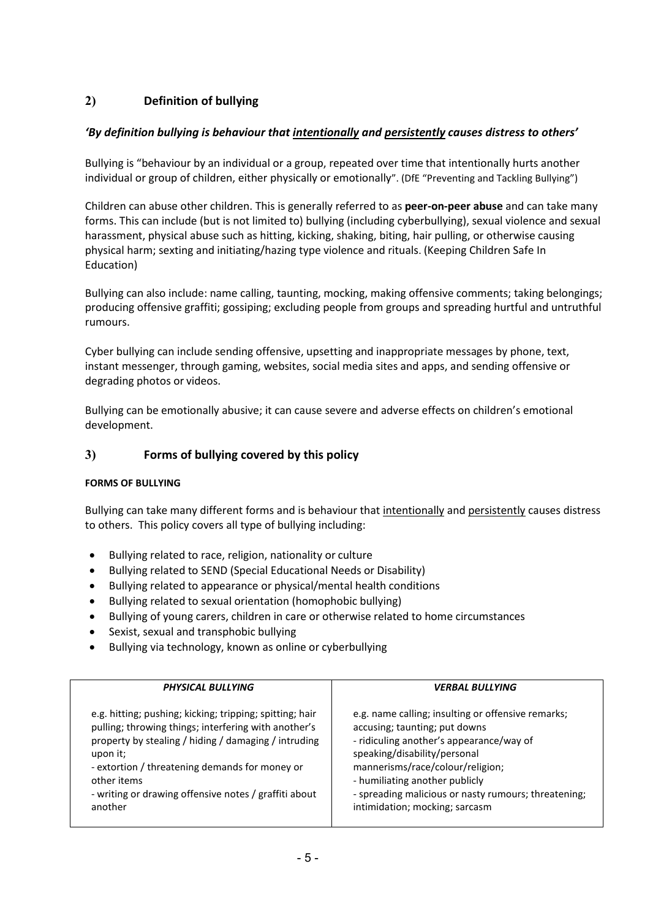## 2) Definition of bullying

***'By definition bullying is behaviour that <u>intentionally</u> and <u>persistently</u> causes distress to others'***

Bullying is "behaviour by an individual or a group, repeated over time that intentionally hurts another individual or group of children, either physically or emotionally". (DfE "Preventing and Tackling Bullying")

Children can abuse other children. This is generally referred to as **peer-on-peer abuse** and can take many forms. This can include (but is not limited to) bullying (including cyberbullying), sexual violence and sexual harassment, physical abuse such as hitting, kicking, shaking, biting, hair pulling, or otherwise causing physical harm; sexting and initiating/hazing type violence and rituals. (Keeping Children Safe In Education)

Bullying can also include: name calling, taunting, mocking, making offensive comments; taking belongings; producing offensive graffiti; gossiping; excluding people from groups and spreading hurtful and untruthful rumours.

Cyber bullying can include sending offensive, upsetting and inappropriate messages by phone, text, instant messenger, through gaming, websites, social media sites and apps, and sending offensive or degrading photos or videos.

Bullying can be emotionally abusive; it can cause severe and adverse effects on children's emotional development.

## 3) Forms of bullying covered by this policy

**FORMS OF BULLYING**

Bullying can take many different forms and is behaviour that <u>intentionally</u> and <u>persistently</u> causes distress to others. This policy covers all type of bullying including:

- Bullying related to race, religion, nationality or culture
- Bullying related to SEND (Special Educational Needs or Disability)
- Bullying related to appearance or physical/mental health conditions
- Bullying related to sexual orientation (homophobic bullying)
- Bullying of young carers, children in care or otherwise related to home circumstances
- Sexist, sexual and transphobic bullying
- Bullying via technology, known as online or cyberbullying

| *PHYSICAL BULLYING* | *VERBAL BULLYING* |
|---|---|
| e.g. hitting; pushing; kicking; tripping; spitting; hair pulling; throwing things; interfering with another's property by stealing / hiding / damaging / intruding upon it;<br>- extortion / threatening demands for money or other items<br>- writing or drawing offensive notes / graffiti about another | e.g. name calling; insulting or offensive remarks; accusing; taunting; put downs<br>- ridiculing another's appearance/way of speaking/disability/personal mannerisms/race/colour/religion;<br>- humiliating another publicly<br>- spreading malicious or nasty rumours; threatening; intimidation; mocking; sarcasm |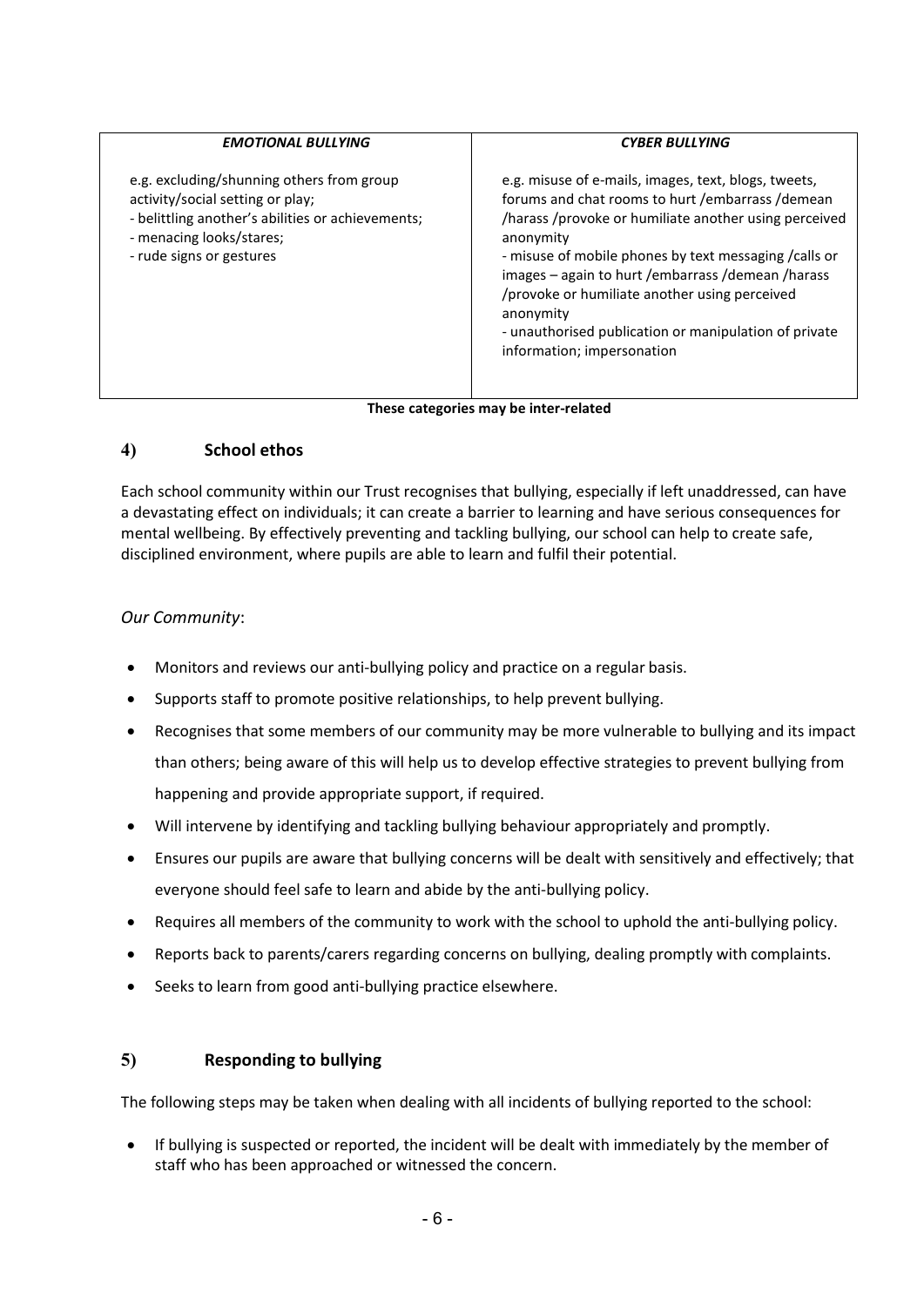| *EMOTIONAL BULLYING* | *CYBER BULLYING* |
| --- | --- |
| e.g. excluding/shunning others from group activity/social setting or play;<br>- belittling another's abilities or achievements;<br>- menacing looks/stares;<br>- rude signs or gestures | e.g. misuse of e-mails, images, text, blogs, tweets, forums and chat rooms to hurt /embarrass /demean /harass /provoke or humiliate another using perceived anonymity<br>- misuse of mobile phones by text messaging /calls or images – again to hurt /embarrass /demean /harass /provoke or humiliate another using perceived anonymity<br>- unauthorised publication or manipulation of private information; impersonation |

**These categories may be inter-related**

## 4) School ethos

Each school community within our Trust recognises that bullying, especially if left unaddressed, can have a devastating effect on individuals; it can create a barrier to learning and have serious consequences for mental wellbeing. By effectively preventing and tackling bullying, our school can help to create safe, disciplined environment, where pupils are able to learn and fulfil their potential.

*Our Community*:

- Monitors and reviews our anti-bullying policy and practice on a regular basis.
- Supports staff to promote positive relationships, to help prevent bullying.
- Recognises that some members of our community may be more vulnerable to bullying and its impact than others; being aware of this will help us to develop effective strategies to prevent bullying from happening and provide appropriate support, if required.
- Will intervene by identifying and tackling bullying behaviour appropriately and promptly.
- Ensures our pupils are aware that bullying concerns will be dealt with sensitively and effectively; that everyone should feel safe to learn and abide by the anti-bullying policy.
- Requires all members of the community to work with the school to uphold the anti-bullying policy.
- Reports back to parents/carers regarding concerns on bullying, dealing promptly with complaints.
- Seeks to learn from good anti-bullying practice elsewhere.

## 5) Responding to bullying

The following steps may be taken when dealing with all incidents of bullying reported to the school:

- If bullying is suspected or reported, the incident will be dealt with immediately by the member of staff who has been approached or witnessed the concern.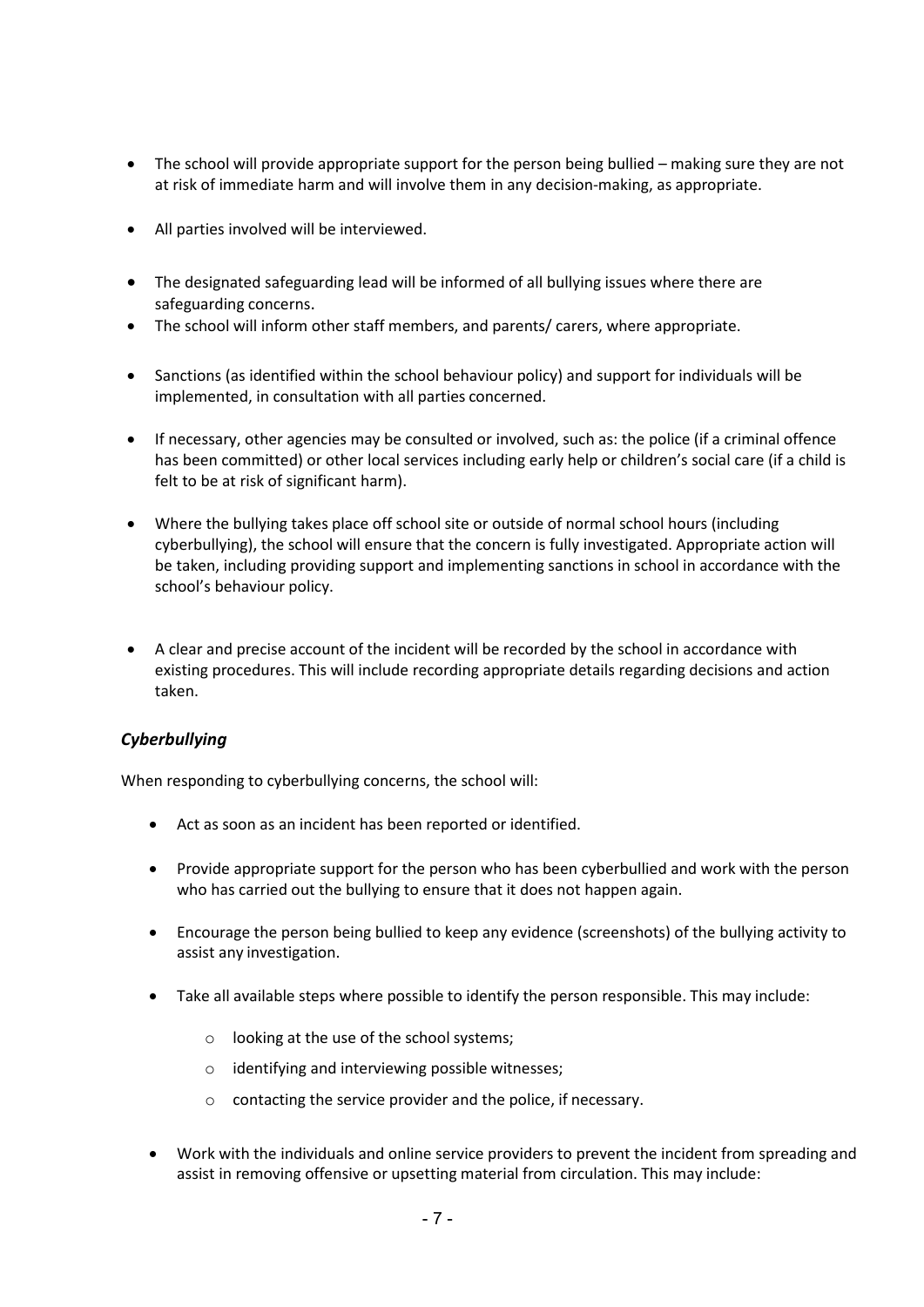- The school will provide appropriate support for the person being bullied – making sure they are not at risk of immediate harm and will involve them in any decision-making, as appropriate.
- All parties involved will be interviewed.
- The designated safeguarding lead will be informed of all bullying issues where there are safeguarding concerns.
- The school will inform other staff members, and parents/ carers, where appropriate.
- Sanctions (as identified within the school behaviour policy) and support for individuals will be implemented, in consultation with all parties concerned.
- If necessary, other agencies may be consulted or involved, such as: the police (if a criminal offence has been committed) or other local services including early help or children's social care (if a child is felt to be at risk of significant harm).
- Where the bullying takes place off school site or outside of normal school hours (including cyberbullying), the school will ensure that the concern is fully investigated. Appropriate action will be taken, including providing support and implementing sanctions in school in accordance with the school's behaviour policy.
- A clear and precise account of the incident will be recorded by the school in accordance with existing procedures. This will include recording appropriate details regarding decisions and action taken.

### *Cyberbullying*

When responding to cyberbullying concerns, the school will:

- Act as soon as an incident has been reported or identified.
- Provide appropriate support for the person who has been cyberbullied and work with the person who has carried out the bullying to ensure that it does not happen again.
- Encourage the person being bullied to keep any evidence (screenshots) of the bullying activity to assist any investigation.
- Take all available steps where possible to identify the person responsible. This may include:
  - looking at the use of the school systems;
  - identifying and interviewing possible witnesses;
  - contacting the service provider and the police, if necessary.
- Work with the individuals and online service providers to prevent the incident from spreading and assist in removing offensive or upsetting material from circulation. This may include: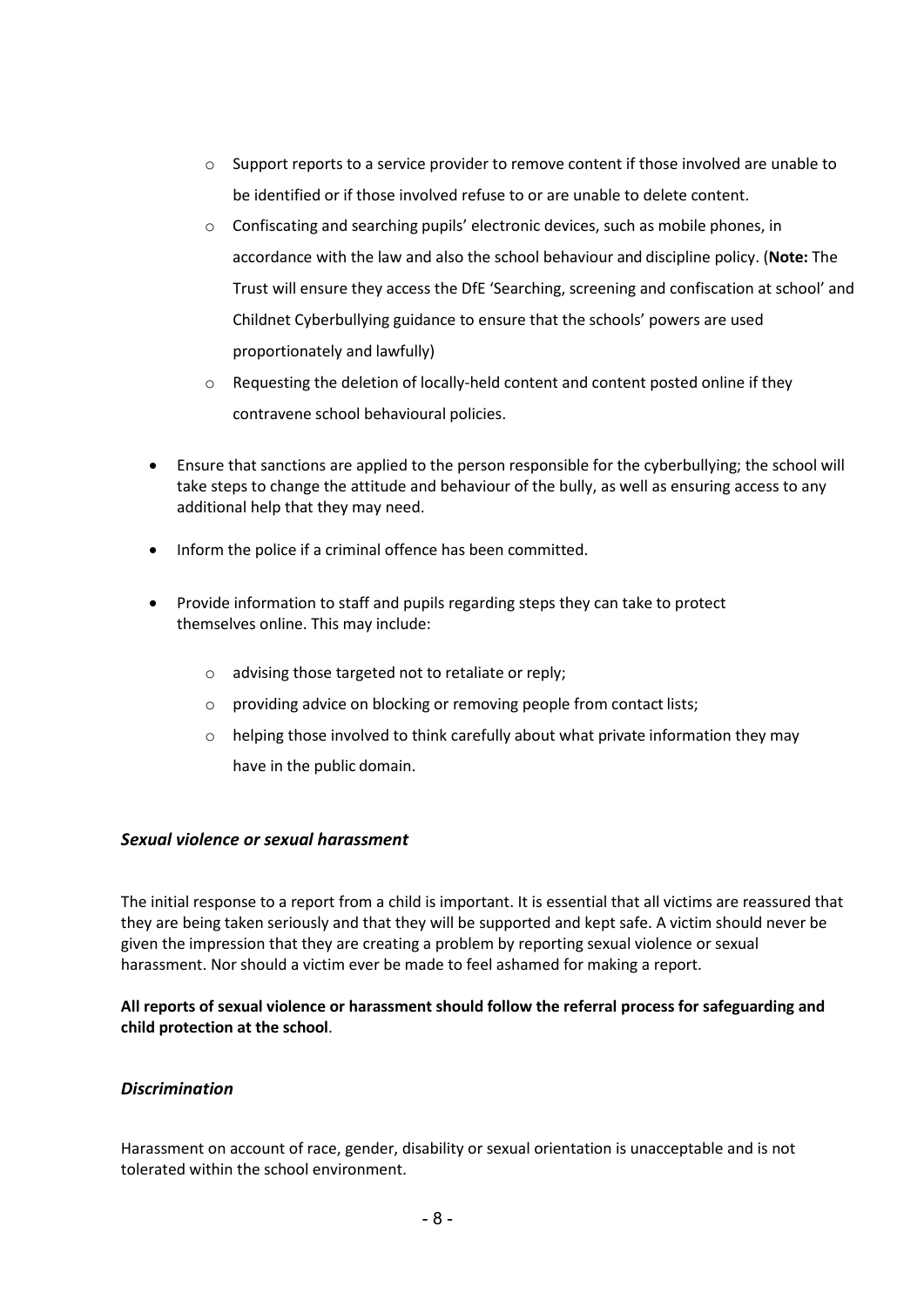- Support reports to a service provider to remove content if those involved are unable to be identified or if those involved refuse to or are unable to delete content.
  - Confiscating and searching pupils' electronic devices, such as mobile phones, in accordance with the law and also the school behaviour and discipline policy. (**Note:** The Trust will ensure they access the DfE 'Searching, screening and confiscation at school' and Childnet Cyberbullying guidance to ensure that the schools' powers are used proportionately and lawfully)
  - Requesting the deletion of locally-held content and content posted online if they contravene school behavioural policies.

- Ensure that sanctions are applied to the person responsible for the cyberbullying; the school will take steps to change the attitude and behaviour of the bully, as well as ensuring access to any additional help that they may need.

- Inform the police if a criminal offence has been committed.

- Provide information to staff and pupils regarding steps they can take to protect themselves online. This may include:
  - advising those targeted not to retaliate or reply;
  - providing advice on blocking or removing people from contact lists;
  - helping those involved to think carefully about what private information they may have in the public domain.

### *Sexual violence or sexual harassment*

The initial response to a report from a child is important. It is essential that all victims are reassured that they are being taken seriously and that they will be supported and kept safe. A victim should never be given the impression that they are creating a problem by reporting sexual violence or sexual harassment. Nor should a victim ever be made to feel ashamed for making a report.

**All reports of sexual violence or harassment should follow the referral process for safeguarding and child protection at the school**.

### *Discrimination*

Harassment on account of race, gender, disability or sexual orientation is unacceptable and is not tolerated within the school environment.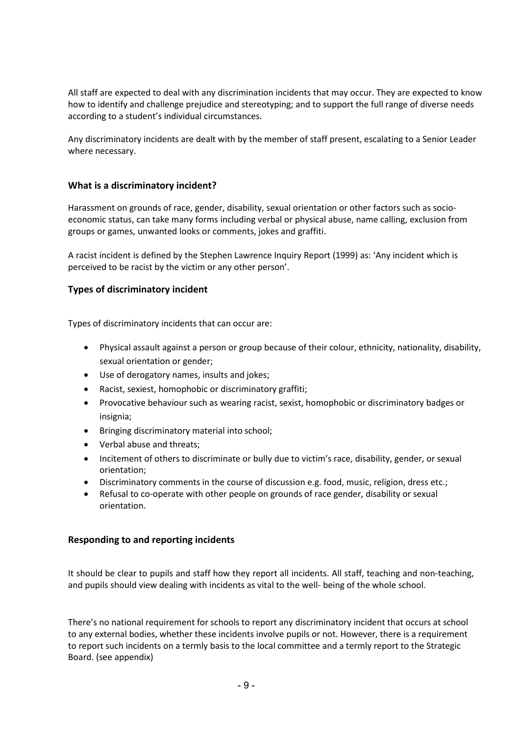All staff are expected to deal with any discrimination incidents that may occur. They are expected to know how to identify and challenge prejudice and stereotyping; and to support the full range of diverse needs according to a student's individual circumstances.

Any discriminatory incidents are dealt with by the member of staff present, escalating to a Senior Leader where necessary.

### What is a discriminatory incident?

Harassment on grounds of race, gender, disability, sexual orientation or other factors such as socio-economic status, can take many forms including verbal or physical abuse, name calling, exclusion from groups or games, unwanted looks or comments, jokes and graffiti.

A racist incident is defined by the Stephen Lawrence Inquiry Report (1999) as: 'Any incident which is perceived to be racist by the victim or any other person'.

### Types of discriminatory incident

Types of discriminatory incidents that can occur are:

- Physical assault against a person or group because of their colour, ethnicity, nationality, disability, sexual orientation or gender;
- Use of derogatory names, insults and jokes;
- Racist, sexiest, homophobic or discriminatory graffiti;
- Provocative behaviour such as wearing racist, sexist, homophobic or discriminatory badges or insignia;
- Bringing discriminatory material into school;
- Verbal abuse and threats;
- Incitement of others to discriminate or bully due to victim's race, disability, gender, or sexual orientation;
- Discriminatory comments in the course of discussion e.g. food, music, religion, dress etc.;
- Refusal to co-operate with other people on grounds of race gender, disability or sexual orientation.

### Responding to and reporting incidents

It should be clear to pupils and staff how they report all incidents. All staff, teaching and non-teaching, and pupils should view dealing with incidents as vital to the well- being of the whole school.

There's no national requirement for schools to report any discriminatory incident that occurs at school to any external bodies, whether these incidents involve pupils or not. However, there is a requirement to report such incidents on a termly basis to the local committee and a termly report to the Strategic Board. (see appendix)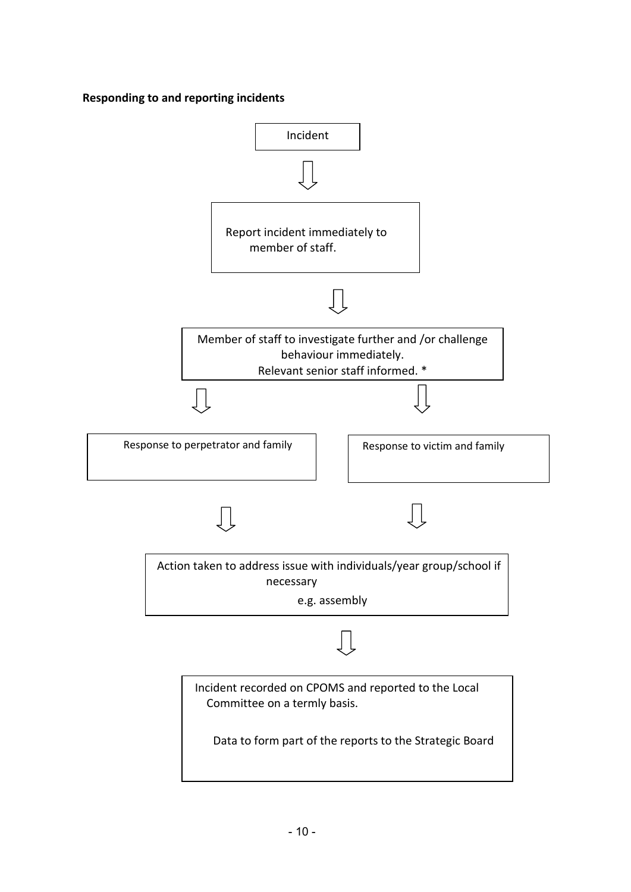**Responding to and reporting incidents**

Incident

↓

Report incident immediately to member of staff.

↓

Member of staff to investigate further and /or challenge behaviour immediately.
Relevant senior staff informed. *

↓ ↓

Response to perpetrator and family

Response to victim and family

↓ ↓

Action taken to address issue with individuals/year group/school if necessary
e.g. assembly

↓

Incident recorded on CPOMS and reported to the Local Committee on a termly basis.

Data to form part of the reports to the Strategic Board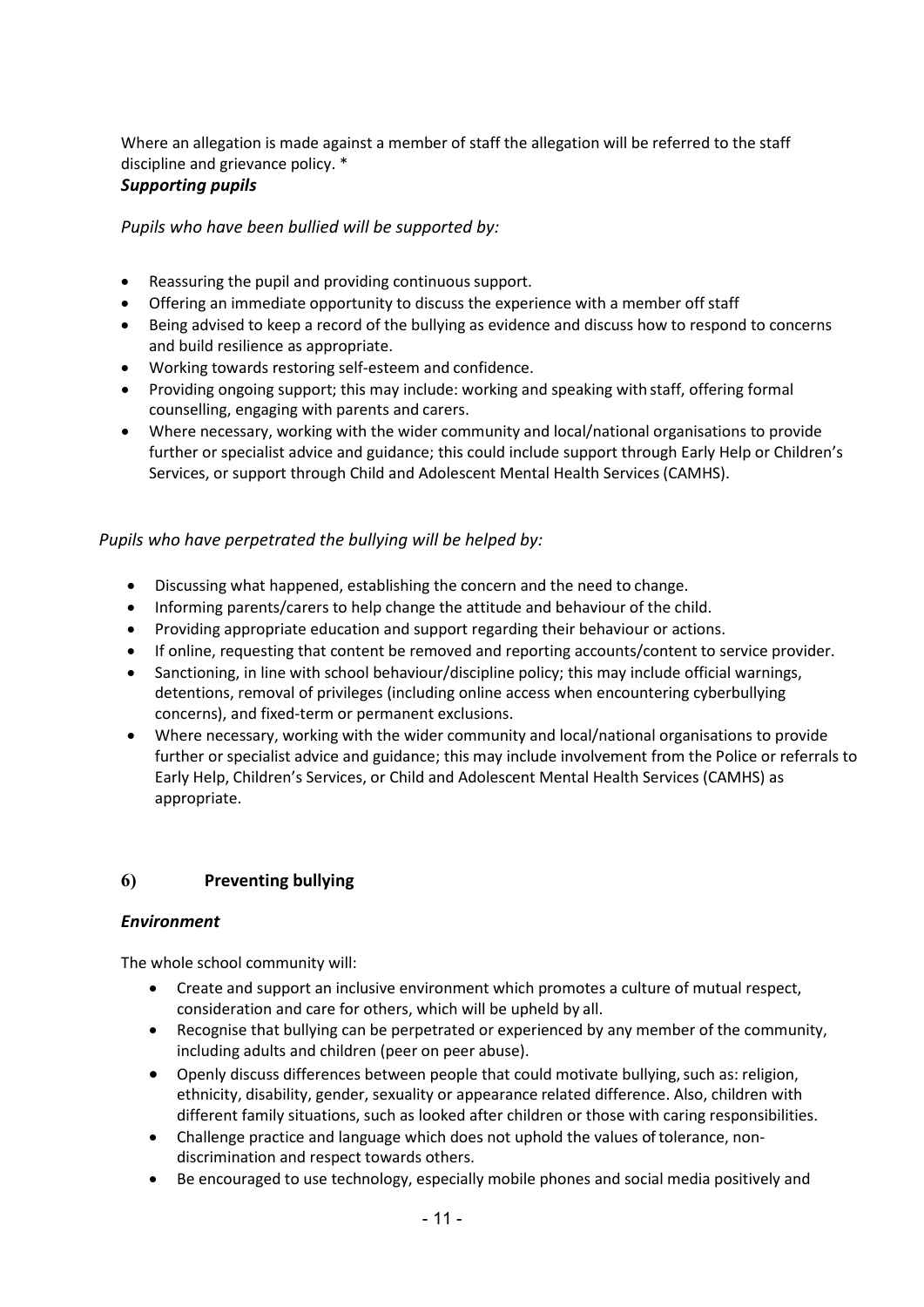Where an allegation is made against a member of staff the allegation will be referred to the staff discipline and grievance policy. *

***Supporting pupils***

*Pupils who have been bullied will be supported by:*

- Reassuring the pupil and providing continuous support.
- Offering an immediate opportunity to discuss the experience with a member off staff
- Being advised to keep a record of the bullying as evidence and discuss how to respond to concerns and build resilience as appropriate.
- Working towards restoring self-esteem and confidence.
- Providing ongoing support; this may include: working and speaking with staff, offering formal counselling, engaging with parents and carers.
- Where necessary, working with the wider community and local/national organisations to provide further or specialist advice and guidance; this could include support through Early Help or Children's Services, or support through Child and Adolescent Mental Health Services (CAMHS).

*Pupils who have perpetrated the bullying will be helped by:*

- Discussing what happened, establishing the concern and the need to change.
- Informing parents/carers to help change the attitude and behaviour of the child.
- Providing appropriate education and support regarding their behaviour or actions.
- If online, requesting that content be removed and reporting accounts/content to service provider.
- Sanctioning, in line with school behaviour/discipline policy; this may include official warnings, detentions, removal of privileges (including online access when encountering cyberbullying concerns), and fixed-term or permanent exclusions.
- Where necessary, working with the wider community and local/national organisations to provide further or specialist advice and guidance; this may include involvement from the Police or referrals to Early Help, Children's Services, or Child and Adolescent Mental Health Services (CAMHS) as appropriate.

## 6) Preventing bullying

***Environment***

The whole school community will:

- Create and support an inclusive environment which promotes a culture of mutual respect, consideration and care for others, which will be upheld by all.
- Recognise that bullying can be perpetrated or experienced by any member of the community, including adults and children (peer on peer abuse).
- Openly discuss differences between people that could motivate bullying, such as: religion, ethnicity, disability, gender, sexuality or appearance related difference. Also, children with different family situations, such as looked after children or those with caring responsibilities.
- Challenge practice and language which does not uphold the values of tolerance, non-discrimination and respect towards others.
- Be encouraged to use technology, especially mobile phones and social media positively and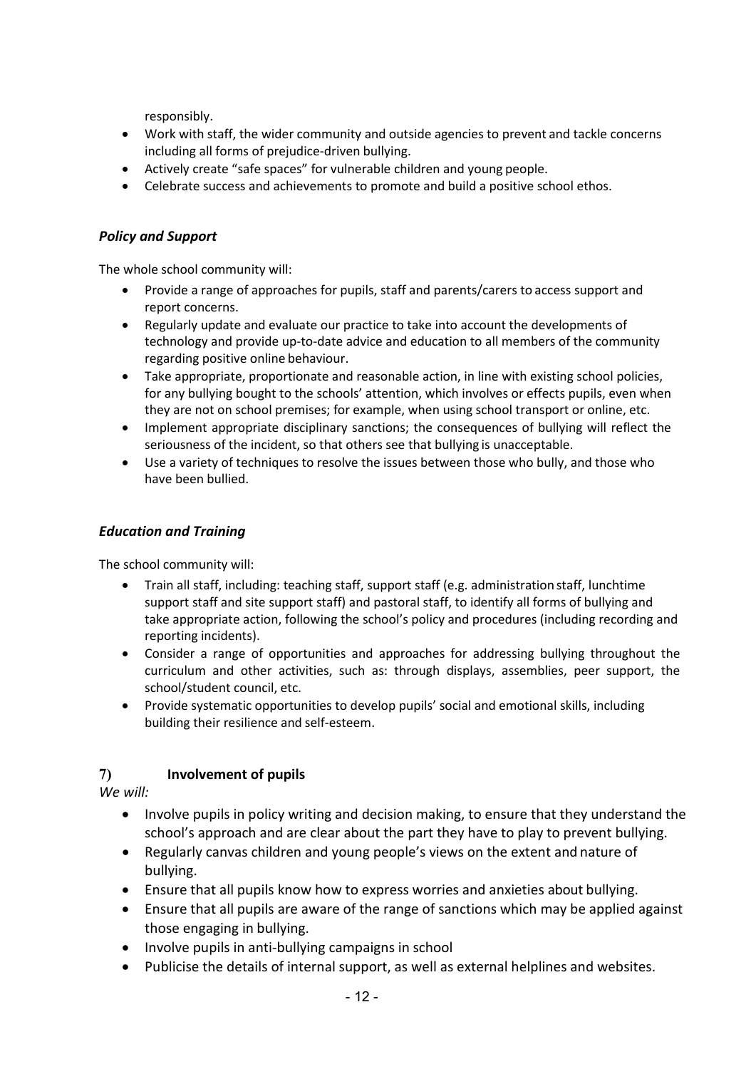responsibly.

- Work with staff, the wider community and outside agencies to prevent and tackle concerns including all forms of prejudice-driven bullying.
- Actively create "safe spaces" for vulnerable children and young people.
- Celebrate success and achievements to promote and build a positive school ethos.

### *Policy and Support*

The whole school community will:

- Provide a range of approaches for pupils, staff and parents/carers to access support and report concerns.
- Regularly update and evaluate our practice to take into account the developments of technology and provide up-to-date advice and education to all members of the community regarding positive online behaviour.
- Take appropriate, proportionate and reasonable action, in line with existing school policies, for any bullying bought to the schools' attention, which involves or effects pupils, even when they are not on school premises; for example, when using school transport or online, etc.
- Implement appropriate disciplinary sanctions; the consequences of bullying will reflect the seriousness of the incident, so that others see that bullying is unacceptable.
- Use a variety of techniques to resolve the issues between those who bully, and those who have been bullied.

### *Education and Training*

The school community will:

- Train all staff, including: teaching staff, support staff (e.g. administration staff, lunchtime support staff and site support staff) and pastoral staff, to identify all forms of bullying and take appropriate action, following the school's policy and procedures (including recording and reporting incidents).
- Consider a range of opportunities and approaches for addressing bullying throughout the curriculum and other activities, such as: through displays, assemblies, peer support, the school/student council, etc.
- Provide systematic opportunities to develop pupils' social and emotional skills, including building their resilience and self-esteem.

## 7) Involvement of pupils

*We will:*

- Involve pupils in policy writing and decision making, to ensure that they understand the school's approach and are clear about the part they have to play to prevent bullying.
- Regularly canvas children and young people's views on the extent and nature of bullying.
- Ensure that all pupils know how to express worries and anxieties about bullying.
- Ensure that all pupils are aware of the range of sanctions which may be applied against those engaging in bullying.
- Involve pupils in anti-bullying campaigns in school
- Publicise the details of internal support, as well as external helplines and websites.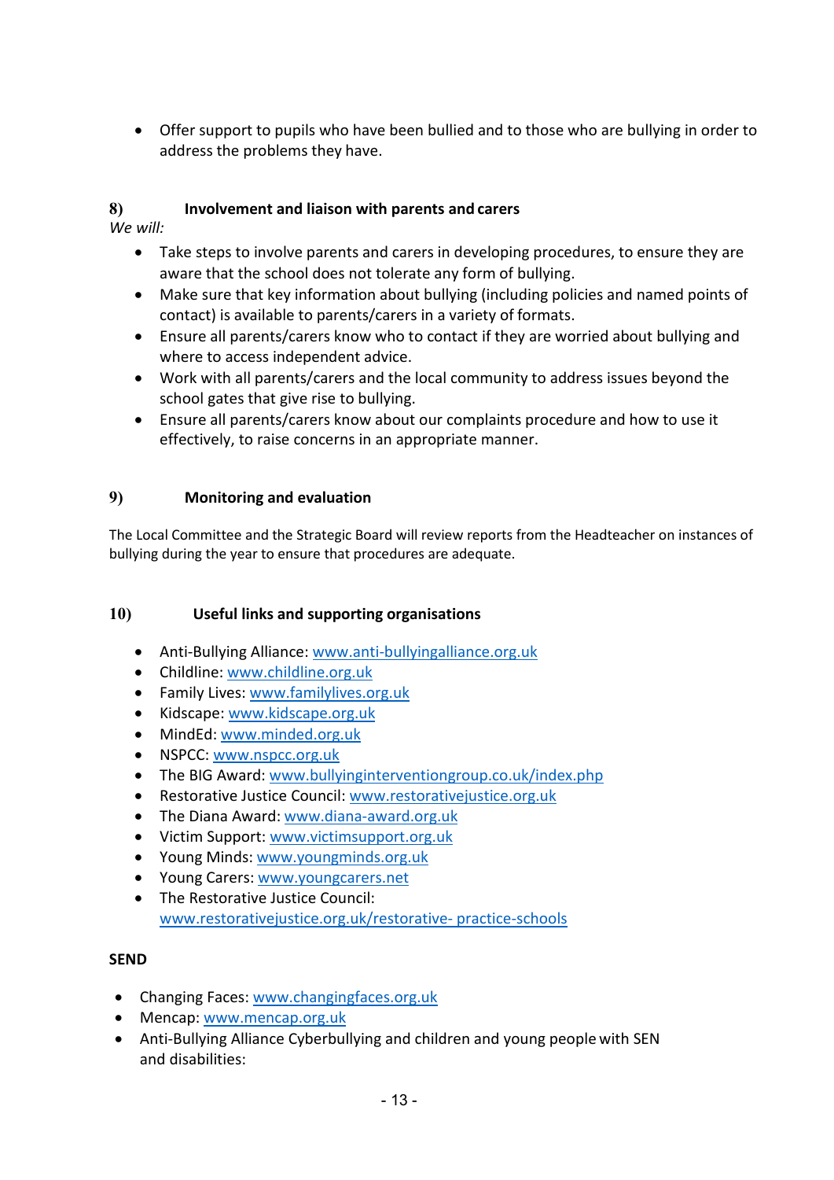- Offer support to pupils who have been bullied and to those who are bullying in order to address the problems they have.

## 8) Involvement and liaison with parents and carers

*We will:*

- Take steps to involve parents and carers in developing procedures, to ensure they are aware that the school does not tolerate any form of bullying.
- Make sure that key information about bullying (including policies and named points of contact) is available to parents/carers in a variety of formats.
- Ensure all parents/carers know who to contact if they are worried about bullying and where to access independent advice.
- Work with all parents/carers and the local community to address issues beyond the school gates that give rise to bullying.
- Ensure all parents/carers know about our complaints procedure and how to use it effectively, to raise concerns in an appropriate manner.

## 9) Monitoring and evaluation

The Local Committee and the Strategic Board will review reports from the Headteacher on instances of bullying during the year to ensure that procedures are adequate.

## 10) Useful links and supporting organisations

- Anti-Bullying Alliance: www.anti-bullyingalliance.org.uk
- Childline: www.childline.org.uk
- Family Lives: www.familylives.org.uk
- Kidscape: www.kidscape.org.uk
- MindEd: www.minded.org.uk
- NSPCC: www.nspcc.org.uk
- The BIG Award: www.bullyinginterventiongroup.co.uk/index.php
- Restorative Justice Council: www.restorativejustice.org.uk
- The Diana Award: www.diana-award.org.uk
- Victim Support: www.victimsupport.org.uk
- Young Minds: www.youngminds.org.uk
- Young Carers: www.youngcarers.net
- The Restorative Justice Council: www.restorativejustice.org.uk/restorative- practice-schools

**SEND**

- Changing Faces: www.changingfaces.org.uk
- Mencap: www.mencap.org.uk
- Anti-Bullying Alliance Cyberbullying and children and young people with SEN and disabilities: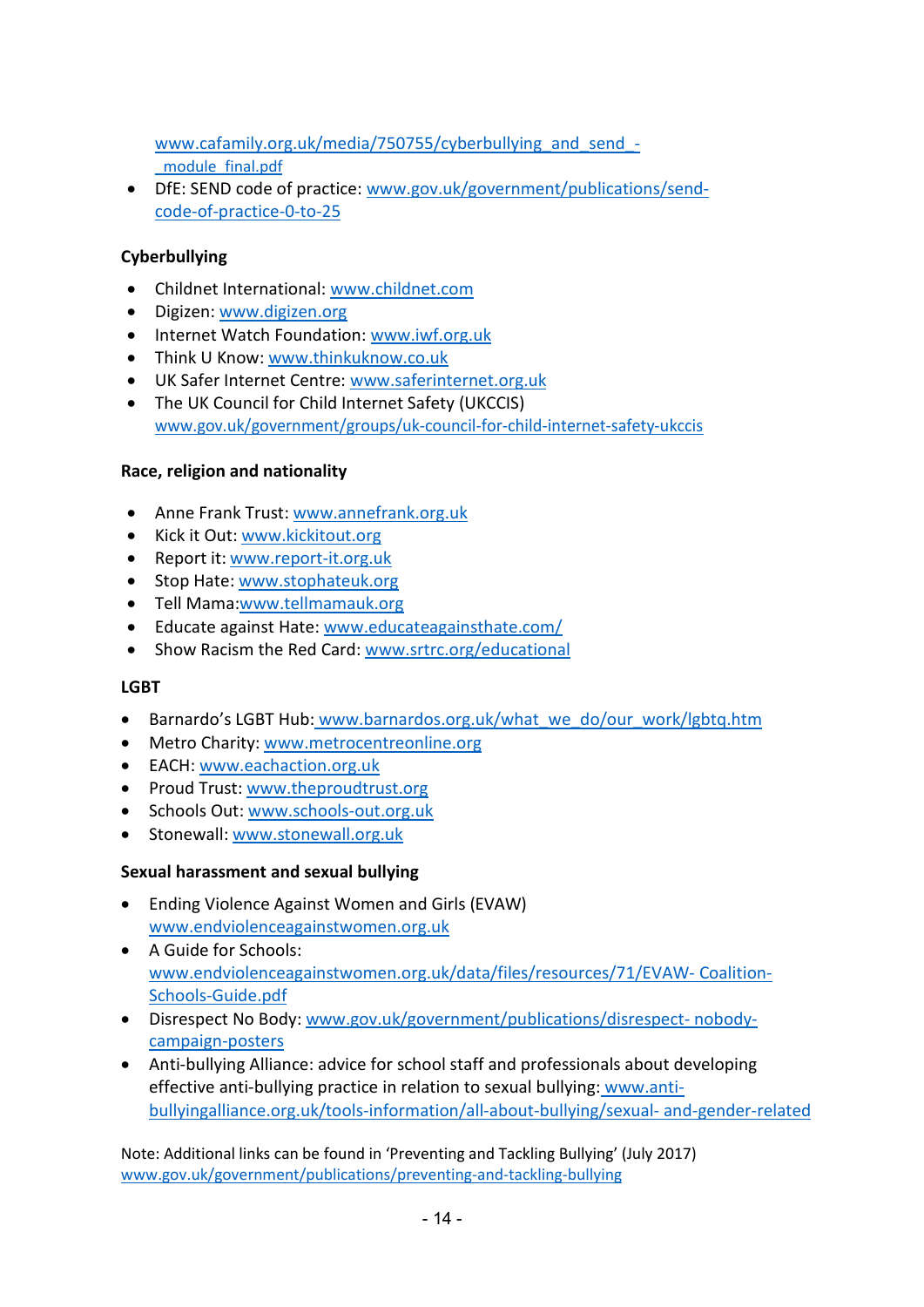www.cafamily.org.uk/media/750755/cyberbullying_and_send_-_module_final.pdf

- DfE: SEND code of practice: www.gov.uk/government/publications/send-code-of-practice-0-to-25

**Cyberbullying**

- Childnet International: www.childnet.com
- Digizen: www.digizen.org
- Internet Watch Foundation: www.iwf.org.uk
- Think U Know: www.thinkuknow.co.uk
- UK Safer Internet Centre: www.saferinternet.org.uk
- The UK Council for Child Internet Safety (UKCCIS) www.gov.uk/government/groups/uk-council-for-child-internet-safety-ukccis

**Race, religion and nationality**

- Anne Frank Trust: www.annefrank.org.uk
- Kick it Out: www.kickitout.org
- Report it: www.report-it.org.uk
- Stop Hate: www.stophateuk.org
- Tell Mama:www.tellmamauk.org
- Educate against Hate: www.educateagainsthate.com/
- Show Racism the Red Card: www.srtrc.org/educational

**LGBT**

- Barnardo's LGBT Hub: www.barnardos.org.uk/what_we_do/our_work/lgbtq.htm
- Metro Charity: www.metrocentreonline.org
- EACH: www.eachaction.org.uk
- Proud Trust: www.theproudtrust.org
- Schools Out: www.schools-out.org.uk
- Stonewall: www.stonewall.org.uk

**Sexual harassment and sexual bullying**

- Ending Violence Against Women and Girls (EVAW) www.endviolenceagainstwomen.org.uk
- A Guide for Schools: www.endviolenceagainstwomen.org.uk/data/files/resources/71/EVAW- Coalition-Schools-Guide.pdf
- Disrespect No Body: www.gov.uk/government/publications/disrespect- nobody-campaign-posters
- Anti-bullying Alliance: advice for school staff and professionals about developing effective anti-bullying practice in relation to sexual bullying: www.anti-bullyingalliance.org.uk/tools-information/all-about-bullying/sexual- and-gender-related

Note: Additional links can be found in 'Preventing and Tackling Bullying' (July 2017) www.gov.uk/government/publications/preventing-and-tackling-bullying